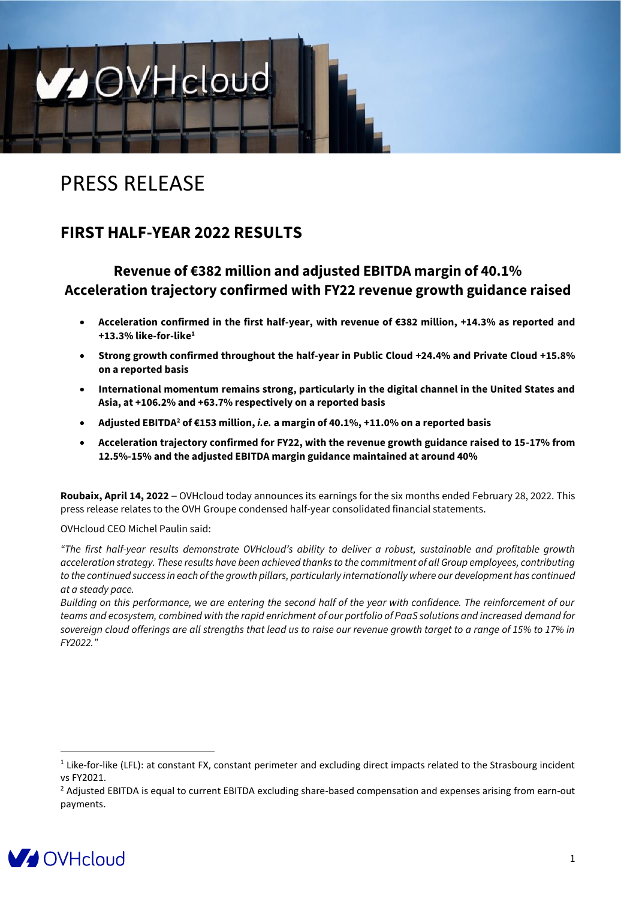# PRESS RELEASE

## FIRST HALF-YEAR 2022 RESULTS

### Revenue of €382 million and adjusted EBITDA margin of 40.1%
### Acceleration trajectory confirmed with FY22 revenue growth guidance raised

- **Acceleration confirmed in the first half-year, with revenue of €382 million, +14.3% as reported and +13.3% like-for-like[1]**
- **Strong growth confirmed throughout the half-year in Public Cloud +24.4% and Private Cloud +15.8% on a reported basis**
- **International momentum remains strong, particularly in the digital channel in the United States and Asia, at +106.2% and +63.7% respectively on a reported basis**
- **Adjusted EBITDA[2] of €153 million, *i.e.* a margin of 40.1%, +11.0% on a reported basis**
- **Acceleration trajectory confirmed for FY22, with the revenue growth guidance raised to 15-17% from 12.5%-15% and the adjusted EBITDA margin guidance maintained at around 40%**

**Roubaix, April 14, 2022** – OVHcloud today announces its earnings for the six months ended February 28, 2022. This press release relates to the OVH Groupe condensed half-year consolidated financial statements.

OVHcloud CEO Michel Paulin said:

*"The first half-year results demonstrate OVHcloud's ability to deliver a robust, sustainable and profitable growth acceleration strategy. These results have been achieved thanks to the commitment of all Group employees, contributing to the continued success in each of the growth pillars, particularly internationally where our development has continued at a steady pace.*
*Building on this performance, we are entering the second half of the year with confidence. The reinforcement of our teams and ecosystem, combined with the rapid enrichment of our portfolio of PaaS solutions and increased demand for sovereign cloud offerings are all strengths that lead us to raise our revenue growth target to a range of 15% to 17% in FY2022."*

[1] Like-for-like (LFL): at constant FX, constant perimeter and excluding direct impacts related to the Strasbourg incident vs FY2021.

[2] Adjusted EBITDA is equal to current EBITDA excluding share-based compensation and expenses arising from earn-out payments.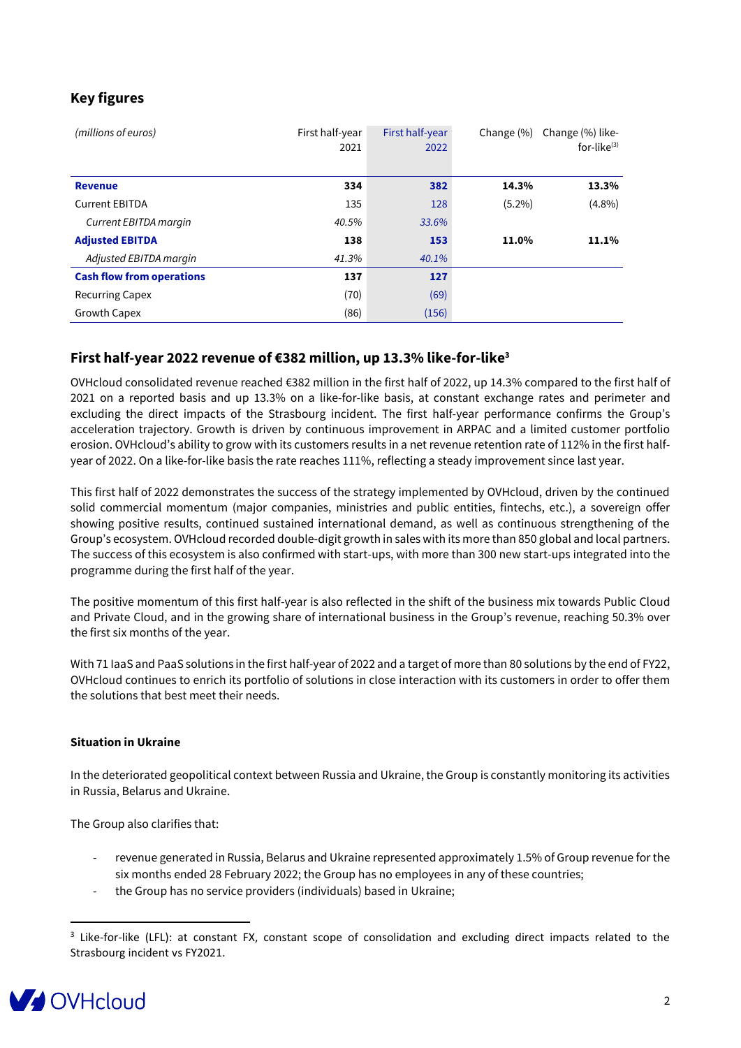## Key figures

| *(millions of euros)* | First half-year 2021 | First half-year 2022 | Change (%) | Change (%) like-for-like[3] |
|---|---|---|---|---|
| **Revenue** | **334** | **382** | **14.3%** | **13.3%** |
| Current EBITDA | 135 | 128 | (5.2%) | (4.8%) |
| *Current EBITDA margin* | *40.5%* | *33.6%* | | |
| **Adjusted EBITDA** | **138** | **153** | **11.0%** | **11.1%** |
| *Adjusted EBITDA margin* | *41.3%* | *40.1%* | | |
| **Cash flow from operations** | **137** | **127** | | |
| Recurring Capex | (70) | (69) | | |
| Growth Capex | (86) | (156) | | |

## First half-year 2022 revenue of €382 million, up 13.3% like-for-like[3]

OVHcloud consolidated revenue reached €382 million in the first half of 2022, up 14.3% compared to the first half of 2021 on a reported basis and up 13.3% on a like-for-like basis, at constant exchange rates and perimeter and excluding the direct impacts of the Strasbourg incident. The first half-year performance confirms the Group's acceleration trajectory. Growth is driven by continuous improvement in ARPAC and a limited customer portfolio erosion. OVHcloud's ability to grow with its customers results in a net revenue retention rate of 112% in the first half-year of 2022. On a like-for-like basis the rate reaches 111%, reflecting a steady improvement since last year.

This first half of 2022 demonstrates the success of the strategy implemented by OVHcloud, driven by the continued solid commercial momentum (major companies, ministries and public entities, fintechs, etc.), a sovereign offer showing positive results, continued sustained international demand, as well as continuous strengthening of the Group's ecosystem. OVHcloud recorded double-digit growth in sales with its more than 850 global and local partners. The success of this ecosystem is also confirmed with start-ups, with more than 300 new start-ups integrated into the programme during the first half of the year.

The positive momentum of this first half-year is also reflected in the shift of the business mix towards Public Cloud and Private Cloud, and in the growing share of international business in the Group's revenue, reaching 50.3% over the first six months of the year.

With 71 IaaS and PaaS solutions in the first half-year of 2022 and a target of more than 80 solutions by the end of FY22, OVHcloud continues to enrich its portfolio of solutions in close interaction with its customers in order to offer them the solutions that best meet their needs.

**Situation in Ukraine**

In the deteriorated geopolitical context between Russia and Ukraine, the Group is constantly monitoring its activities in Russia, Belarus and Ukraine.

The Group also clarifies that:

- revenue generated in Russia, Belarus and Ukraine represented approximately 1.5% of Group revenue for the six months ended 28 February 2022; the Group has no employees in any of these countries;
- the Group has no service providers (individuals) based in Ukraine;

[3] Like-for-like (LFL): at constant FX, constant scope of consolidation and excluding direct impacts related to the Strasbourg incident vs FY2021.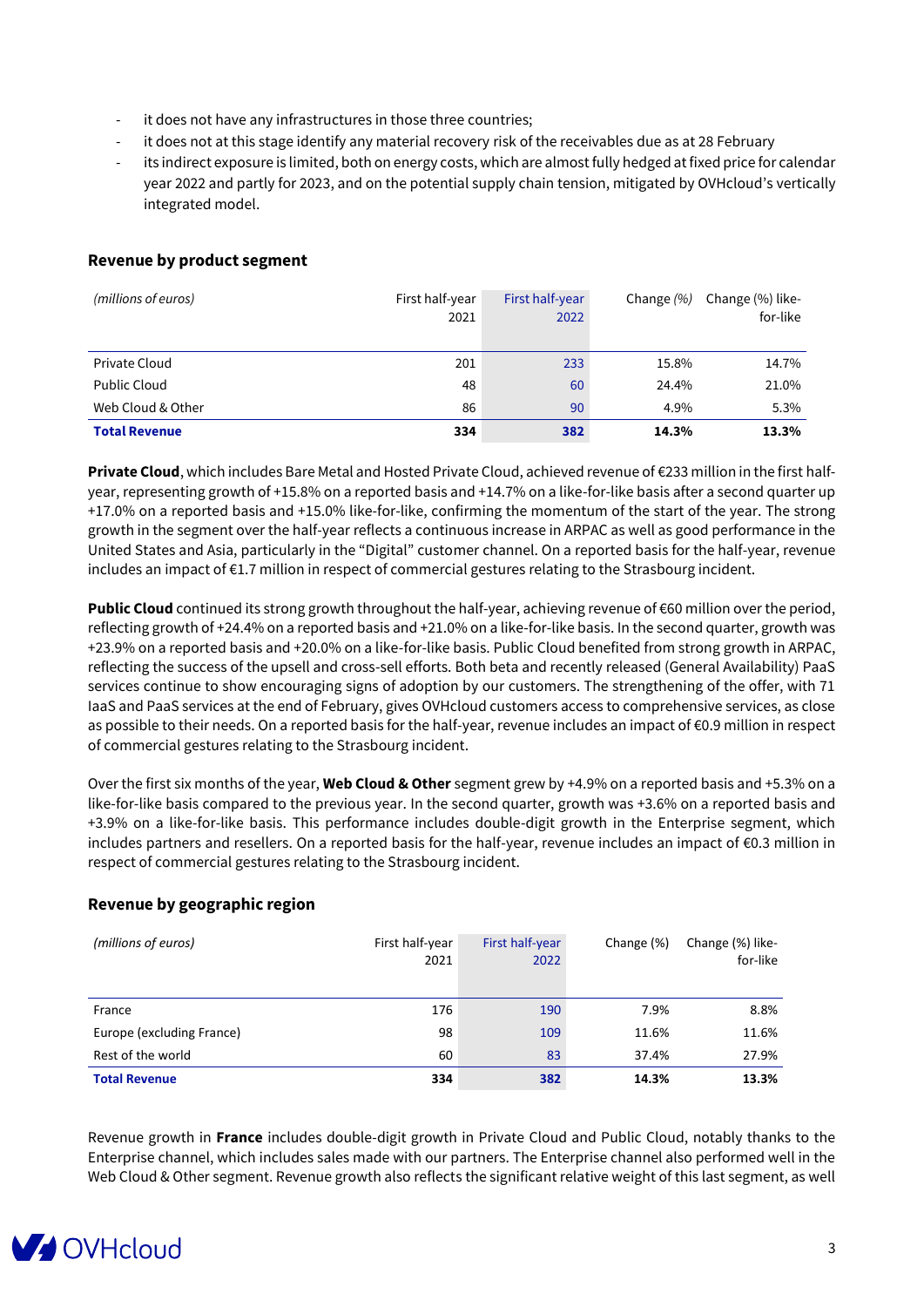- it does not have any infrastructures in those three countries;
- it does not at this stage identify any material recovery risk of the receivables due as at 28 February
- its indirect exposure is limited, both on energy costs, which are almost fully hedged at fixed price for calendar year 2022 and partly for 2023, and on the potential supply chain tension, mitigated by OVHcloud's vertically integrated model.

## Revenue by product segment

| *(millions of euros)* | First half-year 2021 | First half-year 2022 | Change *(%)* | Change (%) like-for-like |
|---|---|---|---|---|
| Private Cloud | 201 | 233 | 15.8% | 14.7% |
| Public Cloud | 48 | 60 | 24.4% | 21.0% |
| Web Cloud & Other | 86 | 90 | 4.9% | 5.3% |
| **Total Revenue** | **334** | **382** | **14.3%** | **13.3%** |

**Private Cloud**, which includes Bare Metal and Hosted Private Cloud, achieved revenue of €233 million in the first half-year, representing growth of +15.8% on a reported basis and +14.7% on a like-for-like basis after a second quarter up +17.0% on a reported basis and +15.0% like-for-like, confirming the momentum of the start of the year. The strong growth in the segment over the half-year reflects a continuous increase in ARPAC as well as good performance in the United States and Asia, particularly in the "Digital" customer channel. On a reported basis for the half-year, revenue includes an impact of €1.7 million in respect of commercial gestures relating to the Strasbourg incident.

**Public Cloud** continued its strong growth throughout the half-year, achieving revenue of €60 million over the period, reflecting growth of +24.4% on a reported basis and +21.0% on a like-for-like basis. In the second quarter, growth was +23.9% on a reported basis and +20.0% on a like-for-like basis. Public Cloud benefited from strong growth in ARPAC, reflecting the success of the upsell and cross-sell efforts. Both beta and recently released (General Availability) PaaS services continue to show encouraging signs of adoption by our customers. The strengthening of the offer, with 71 IaaS and PaaS services at the end of February, gives OVHcloud customers access to comprehensive services, as close as possible to their needs. On a reported basis for the half-year, revenue includes an impact of €0.9 million in respect of commercial gestures relating to the Strasbourg incident.

Over the first six months of the year, **Web Cloud & Other** segment grew by +4.9% on a reported basis and +5.3% on a like-for-like basis compared to the previous year. In the second quarter, growth was +3.6% on a reported basis and +3.9% on a like-for-like basis. This performance includes double-digit growth in the Enterprise segment, which includes partners and resellers. On a reported basis for the half-year, revenue includes an impact of €0.3 million in respect of commercial gestures relating to the Strasbourg incident.

## Revenue by geographic region

| *(millions of euros)* | First half-year 2021 | First half-year 2022 | Change (%) | Change (%) like-for-like |
|---|---|---|---|---|
| France | 176 | 190 | 7.9% | 8.8% |
| Europe (excluding France) | 98 | 109 | 11.6% | 11.6% |
| Rest of the world | 60 | 83 | 37.4% | 27.9% |
| **Total Revenue** | **334** | **382** | **14.3%** | **13.3%** |

Revenue growth in **France** includes double-digit growth in Private Cloud and Public Cloud, notably thanks to the Enterprise channel, which includes sales made with our partners. The Enterprise channel also performed well in the Web Cloud & Other segment. Revenue growth also reflects the significant relative weight of this last segment, as well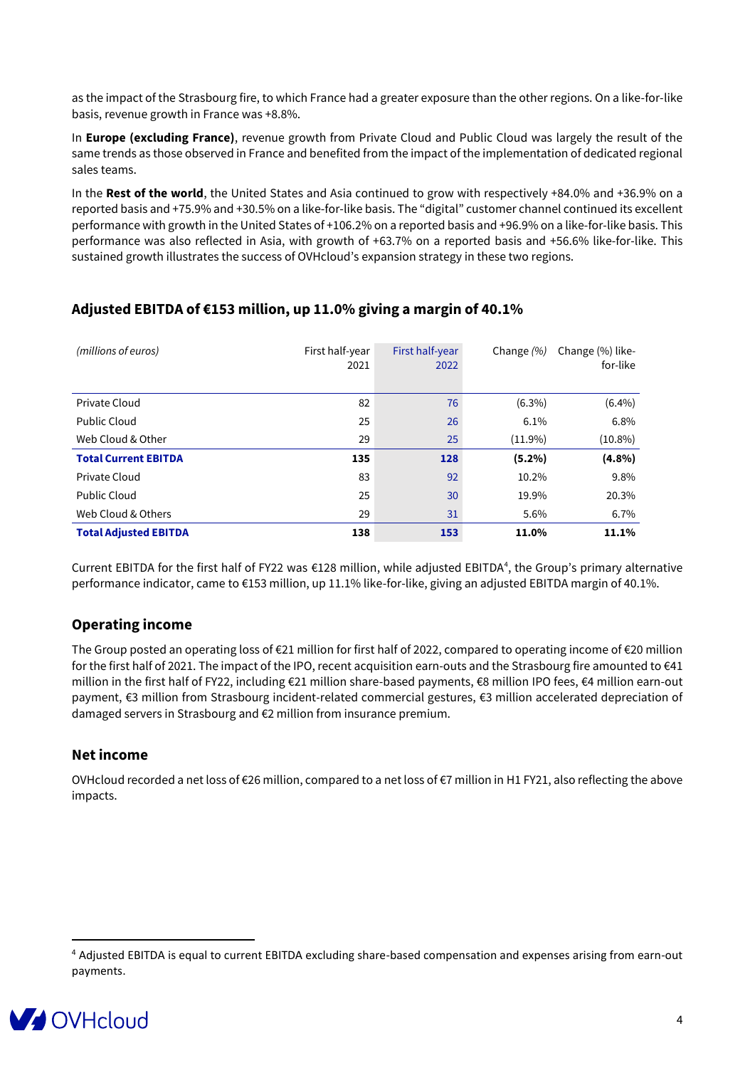as the impact of the Strasbourg fire, to which France had a greater exposure than the other regions. On a like-for-like basis, revenue growth in France was +8.8%.

In **Europe (excluding France)**, revenue growth from Private Cloud and Public Cloud was largely the result of the same trends as those observed in France and benefited from the impact of the implementation of dedicated regional sales teams.

In the **Rest of the world**, the United States and Asia continued to grow with respectively +84.0% and +36.9% on a reported basis and +75.9% and +30.5% on a like-for-like basis. The "digital" customer channel continued its excellent performance with growth in the United States of +106.2% on a reported basis and +96.9% on a like-for-like basis. This performance was also reflected in Asia, with growth of +63.7% on a reported basis and +56.6% like-for-like. This sustained growth illustrates the success of OVHcloud's expansion strategy in these two regions.

## Adjusted EBITDA of €153 million, up 11.0% giving a margin of 40.1%

| *(millions of euros)* | First half-year 2021 | First half-year 2022 | Change *(%)* | Change (%) like-for-like |
|---|---|---|---|---|
| Private Cloud | 82 | 76 | (6.3%) | (6.4%) |
| Public Cloud | 25 | 26 | 6.1% | 6.8% |
| Web Cloud & Other | 29 | 25 | (11.9%) | (10.8%) |
| **Total Current EBITDA** | **135** | **128** | **(5.2%)** | **(4.8%)** |
| Private Cloud | 83 | 92 | 10.2% | 9.8% |
| Public Cloud | 25 | 30 | 19.9% | 20.3% |
| Web Cloud & Others | 29 | 31 | 5.6% | 6.7% |
| **Total Adjusted EBITDA** | **138** | **153** | **11.0%** | **11.1%** |

Current EBITDA for the first half of FY22 was €128 million, while adjusted EBITDA[4], the Group's primary alternative performance indicator, came to €153 million, up 11.1% like-for-like, giving an adjusted EBITDA margin of 40.1%.

### Operating income

The Group posted an operating loss of €21 million for first half of 2022, compared to operating income of €20 million for the first half of 2021. The impact of the IPO, recent acquisition earn-outs and the Strasbourg fire amounted to €41 million in the first half of FY22, including €21 million share-based payments, €8 million IPO fees, €4 million earn-out payment, €3 million from Strasbourg incident-related commercial gestures, €3 million accelerated depreciation of damaged servers in Strasbourg and €2 million from insurance premium.

### Net income

OVHcloud recorded a net loss of €26 million, compared to a net loss of €7 million in H1 FY21, also reflecting the above impacts.

[4] Adjusted EBITDA is equal to current EBITDA excluding share-based compensation and expenses arising from earn-out payments.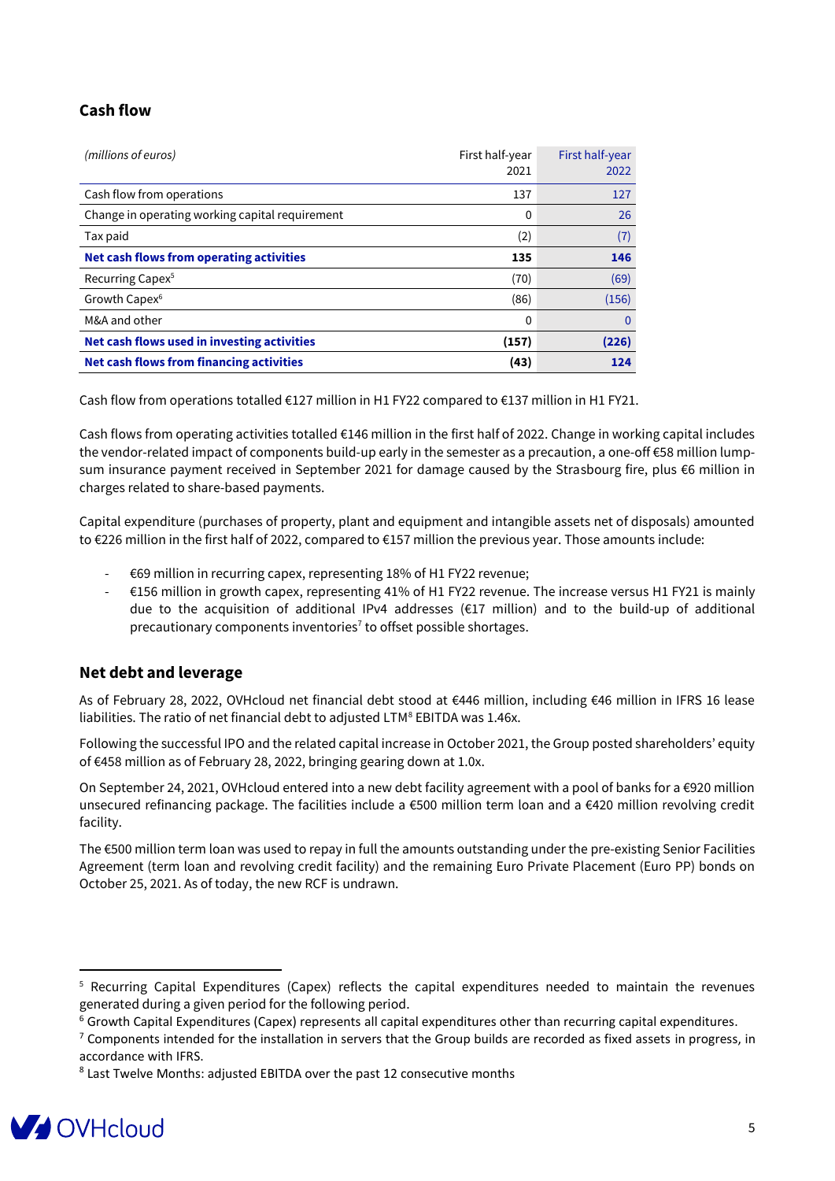## Cash flow

| *(millions of euros)* | First half-year 2021 | First half-year 2022 |
|---|---|---|
| Cash flow from operations | 137 | 127 |
| Change in operating working capital requirement | 0 | 26 |
| Tax paid | (2) | (7) |
| **Net cash flows from operating activities** | **135** | **146** |
| Recurring Capex[5] | (70) | (69) |
| Growth Capex[6] | (86) | (156) |
| M&A and other | 0 | 0 |
| **Net cash flows used in investing activities** | **(157)** | **(226)** |
| **Net cash flows from financing activities** | **(43)** | **124** |

Cash flow from operations totalled €127 million in H1 FY22 compared to €137 million in H1 FY21.

Cash flows from operating activities totalled €146 million in the first half of 2022. Change in working capital includes the vendor-related impact of components build-up early in the semester as a precaution, a one-off €58 million lump-sum insurance payment received in September 2021 for damage caused by the Strasbourg fire, plus €6 million in charges related to share-based payments.

Capital expenditure (purchases of property, plant and equipment and intangible assets net of disposals) amounted to €226 million in the first half of 2022, compared to €157 million the previous year. Those amounts include:

- €69 million in recurring capex, representing 18% of H1 FY22 revenue;
- €156 million in growth capex, representing 41% of H1 FY22 revenue. The increase versus H1 FY21 is mainly due to the acquisition of additional IPv4 addresses (€17 million) and to the build-up of additional precautionary components inventories[7] to offset possible shortages.

## Net debt and leverage

As of February 28, 2022, OVHcloud net financial debt stood at €446 million, including €46 million in IFRS 16 lease liabilities. The ratio of net financial debt to adjusted LTM[8] EBITDA was 1.46x.

Following the successful IPO and the related capital increase in October 2021, the Group posted shareholders' equity of €458 million as of February 28, 2022, bringing gearing down at 1.0x.

On September 24, 2021, OVHcloud entered into a new debt facility agreement with a pool of banks for a €920 million unsecured refinancing package. The facilities include a €500 million term loan and a €420 million revolving credit facility.

The €500 million term loan was used to repay in full the amounts outstanding under the pre-existing Senior Facilities Agreement (term loan and revolving credit facility) and the remaining Euro Private Placement (Euro PP) bonds on October 25, 2021. As of today, the new RCF is undrawn.

---

[5] Recurring Capital Expenditures (Capex) reflects the capital expenditures needed to maintain the revenues generated during a given period for the following period.

[6] Growth Capital Expenditures (Capex) represents all capital expenditures other than recurring capital expenditures.

[7] Components intended for the installation in servers that the Group builds are recorded as fixed assets in progress, in accordance with IFRS.

[8] Last Twelve Months: adjusted EBITDA over the past 12 consecutive months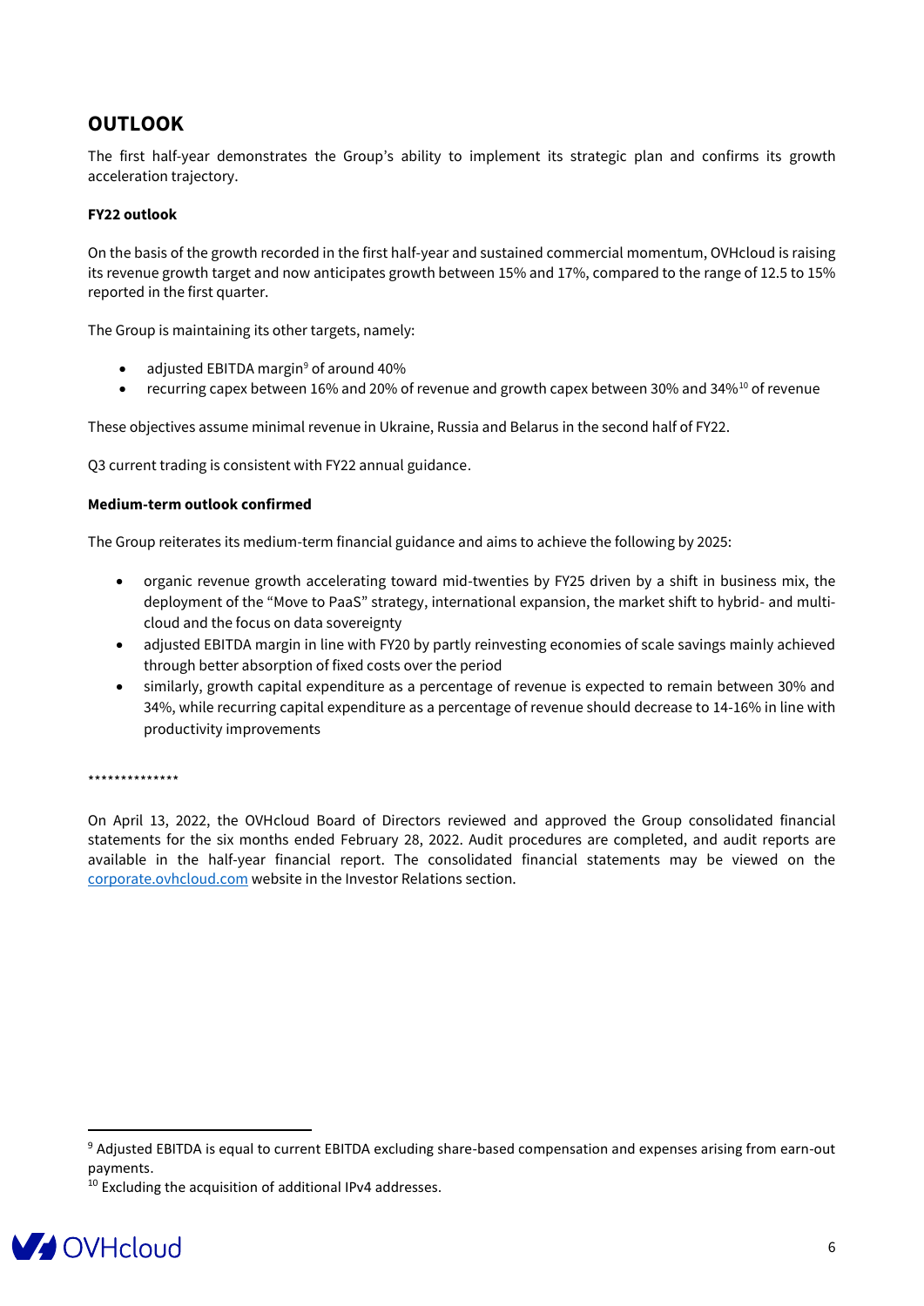## OUTLOOK

The first half-year demonstrates the Group's ability to implement its strategic plan and confirms its growth acceleration trajectory.

**FY22 outlook**

On the basis of the growth recorded in the first half-year and sustained commercial momentum, OVHcloud is raising its revenue growth target and now anticipates growth between 15% and 17%, compared to the range of 12.5 to 15% reported in the first quarter.

The Group is maintaining its other targets, namely:

- adjusted EBITDA margin[9] of around 40%
- recurring capex between 16% and 20% of revenue and growth capex between 30% and 34%[10] of revenue

These objectives assume minimal revenue in Ukraine, Russia and Belarus in the second half of FY22.

Q3 current trading is consistent with FY22 annual guidance.

**Medium-term outlook confirmed**

The Group reiterates its medium-term financial guidance and aims to achieve the following by 2025:

- organic revenue growth accelerating toward mid-twenties by FY25 driven by a shift in business mix, the deployment of the "Move to PaaS" strategy, international expansion, the market shift to hybrid- and multi-cloud and the focus on data sovereignty
- adjusted EBITDA margin in line with FY20 by partly reinvesting economies of scale savings mainly achieved through better absorption of fixed costs over the period
- similarly, growth capital expenditure as a percentage of revenue is expected to remain between 30% and 34%, while recurring capital expenditure as a percentage of revenue should decrease to 14-16% in line with productivity improvements

**************

On April 13, 2022, the OVHcloud Board of Directors reviewed and approved the Group consolidated financial statements for the six months ended February 28, 2022. Audit procedures are completed, and audit reports are available in the half-year financial report. The consolidated financial statements may be viewed on the corporate.ovhcloud.com website in the Investor Relations section.

---

[9] Adjusted EBITDA is equal to current EBITDA excluding share-based compensation and expenses arising from earn-out payments.

[10] Excluding the acquisition of additional IPv4 addresses.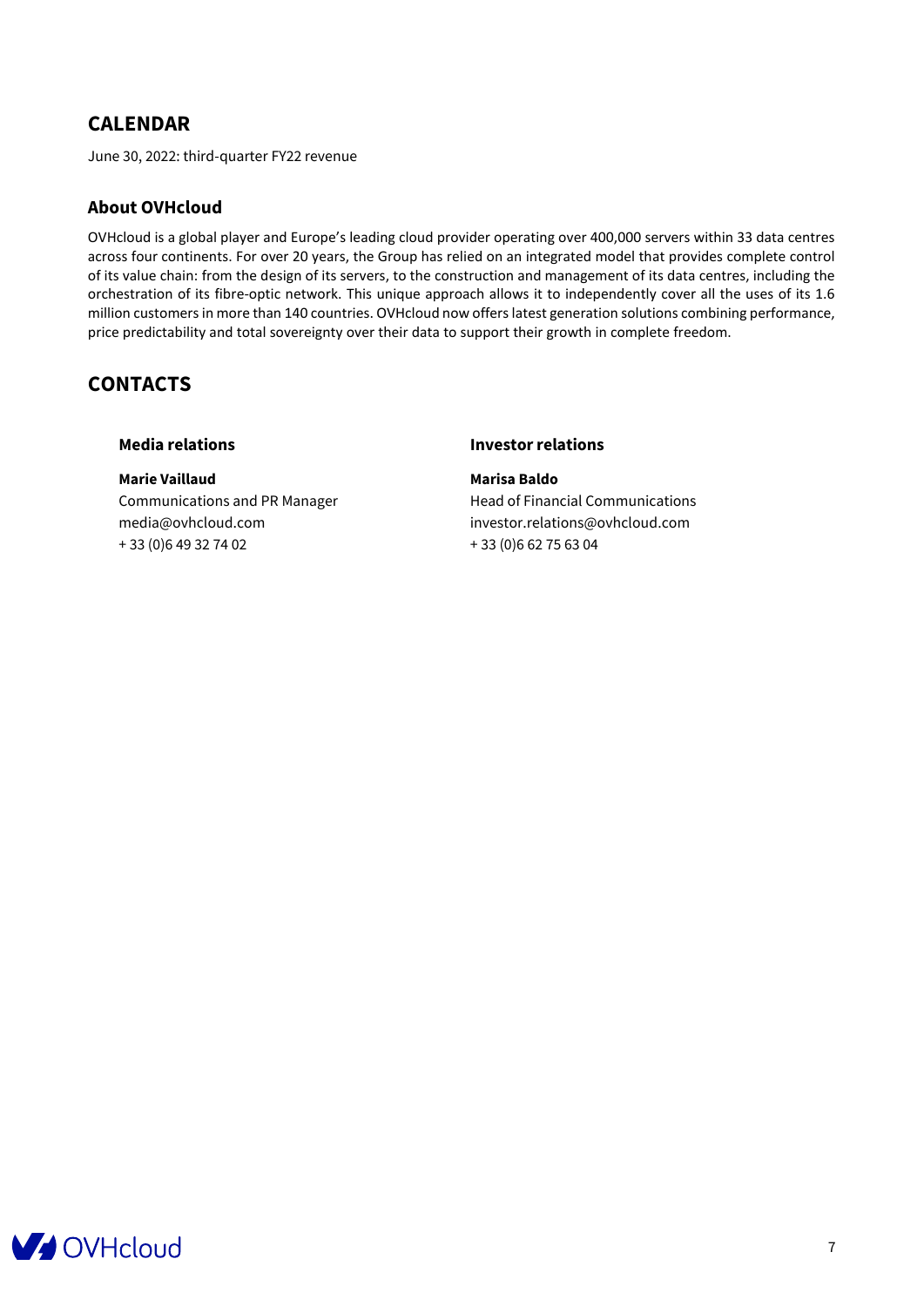## CALENDAR

June 30, 2022: third-quarter FY22 revenue

### About OVHcloud

OVHcloud is a global player and Europe's leading cloud provider operating over 400,000 servers within 33 data centres across four continents. For over 20 years, the Group has relied on an integrated model that provides complete control of its value chain: from the design of its servers, to the construction and management of its data centres, including the orchestration of its fibre-optic network. This unique approach allows it to independently cover all the uses of its 1.6 million customers in more than 140 countries. OVHcloud now offers latest generation solutions combining performance, price predictability and total sovereignty over their data to support their growth in complete freedom.

## CONTACTS

### Media relations

**Marie Vaillaud**
Communications and PR Manager
media@ovhcloud.com
+ 33 (0)6 49 32 74 02

### Investor relations

**Marisa Baldo**
Head of Financial Communications
investor.relations@ovhcloud.com
+ 33 (0)6 62 75 63 04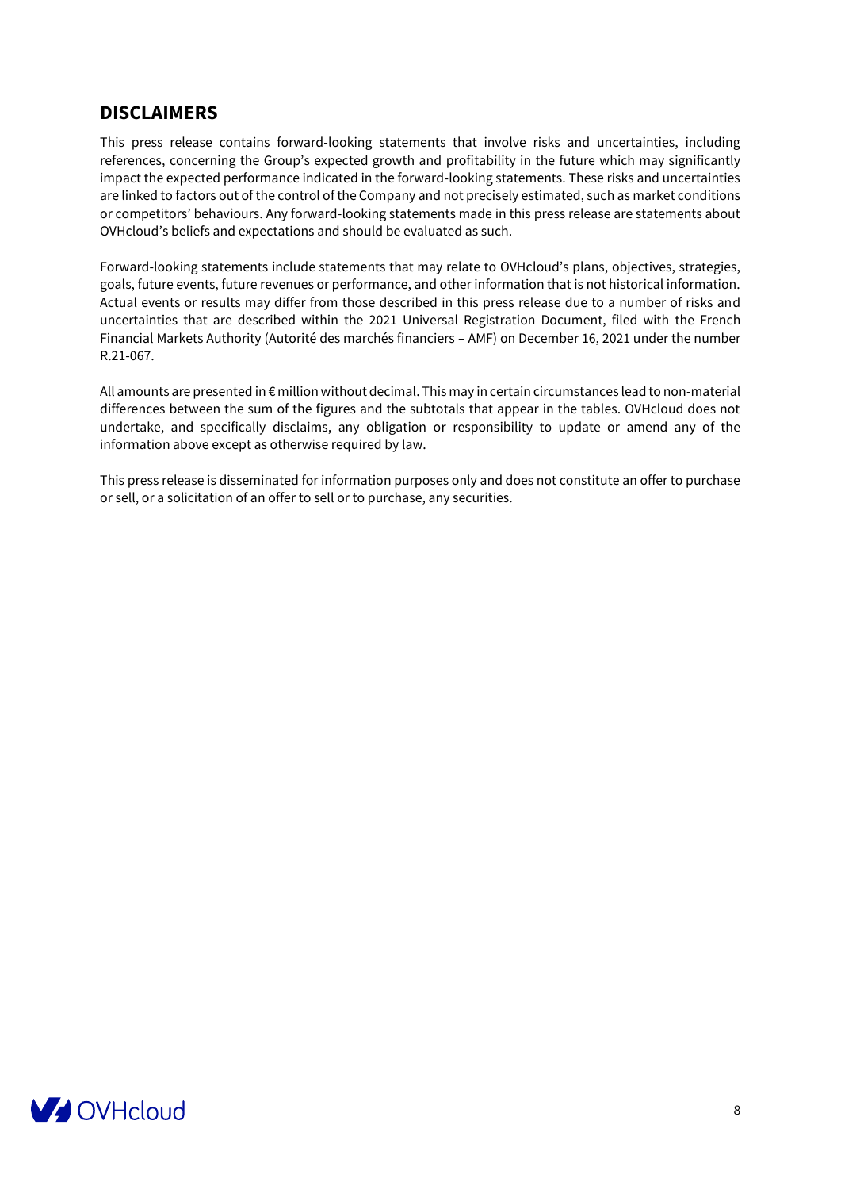## DISCLAIMERS

This press release contains forward-looking statements that involve risks and uncertainties, including references, concerning the Group's expected growth and profitability in the future which may significantly impact the expected performance indicated in the forward-looking statements. These risks and uncertainties are linked to factors out of the control of the Company and not precisely estimated, such as market conditions or competitors' behaviours. Any forward-looking statements made in this press release are statements about OVHcloud's beliefs and expectations and should be evaluated as such.

Forward-looking statements include statements that may relate to OVHcloud's plans, objectives, strategies, goals, future events, future revenues or performance, and other information that is not historical information. Actual events or results may differ from those described in this press release due to a number of risks and uncertainties that are described within the 2021 Universal Registration Document, filed with the French Financial Markets Authority (Autorité des marchés financiers – AMF) on December 16, 2021 under the number R.21-067.

All amounts are presented in € million without decimal. This may in certain circumstances lead to non-material differences between the sum of the figures and the subtotals that appear in the tables. OVHcloud does not undertake, and specifically disclaims, any obligation or responsibility to update or amend any of the information above except as otherwise required by law.

This press release is disseminated for information purposes only and does not constitute an offer to purchase or sell, or a solicitation of an offer to sell or to purchase, any securities.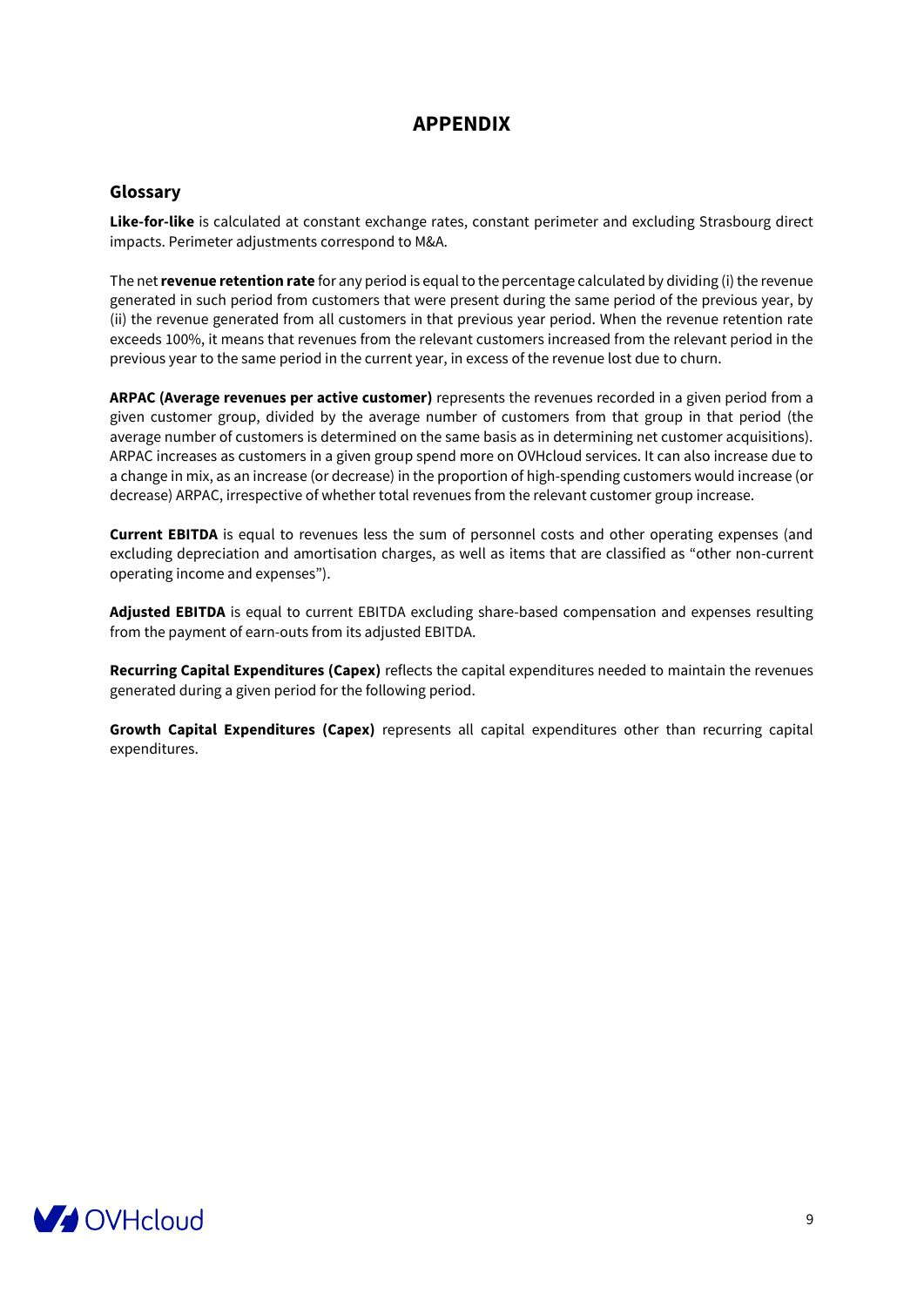# APPENDIX

## Glossary

**Like-for-like** is calculated at constant exchange rates, constant perimeter and excluding Strasbourg direct impacts. Perimeter adjustments correspond to M&A.

The net **revenue retention rate** for any period is equal to the percentage calculated by dividing (i) the revenue generated in such period from customers that were present during the same period of the previous year, by (ii) the revenue generated from all customers in that previous year period. When the revenue retention rate exceeds 100%, it means that revenues from the relevant customers increased from the relevant period in the previous year to the same period in the current year, in excess of the revenue lost due to churn.

**ARPAC (Average revenues per active customer)** represents the revenues recorded in a given period from a given customer group, divided by the average number of customers from that group in that period (the average number of customers is determined on the same basis as in determining net customer acquisitions). ARPAC increases as customers in a given group spend more on OVHcloud services. It can also increase due to a change in mix, as an increase (or decrease) in the proportion of high-spending customers would increase (or decrease) ARPAC, irrespective of whether total revenues from the relevant customer group increase.

**Current EBITDA** is equal to revenues less the sum of personnel costs and other operating expenses (and excluding depreciation and amortisation charges, as well as items that are classified as "other non-current operating income and expenses").

**Adjusted EBITDA** is equal to current EBITDA excluding share-based compensation and expenses resulting from the payment of earn-outs from its adjusted EBITDA.

**Recurring Capital Expenditures (Capex)** reflects the capital expenditures needed to maintain the revenues generated during a given period for the following period.

**Growth Capital Expenditures (Capex)** represents all capital expenditures other than recurring capital expenditures.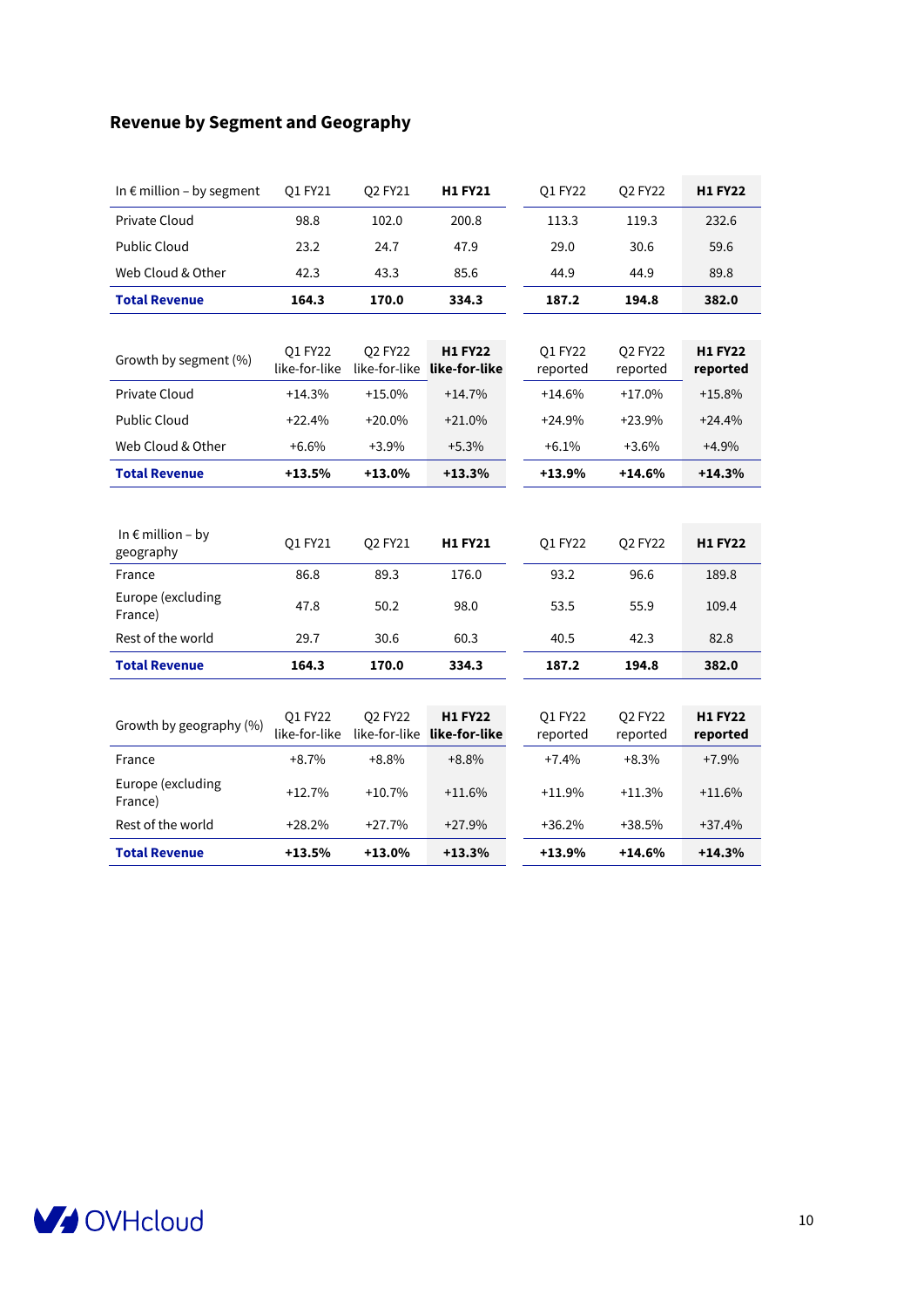## Revenue by Segment and Geography

| In € million – by segment | Q1 FY21 | Q2 FY21 | **H1 FY21** | Q1 FY22 | Q2 FY22 | **H1 FY22** |
|---|---|---|---|---|---|---|
| Private Cloud | 98.8 | 102.0 | 200.8 | 113.3 | 119.3 | 232.6 |
| Public Cloud | 23.2 | 24.7 | 47.9 | 29.0 | 30.6 | 59.6 |
| Web Cloud & Other | 42.3 | 43.3 | 85.6 | 44.9 | 44.9 | 89.8 |
| **Total Revenue** | **164.3** | **170.0** | **334.3** | **187.2** | **194.8** | **382.0** |

| Growth by segment (%) | Q1 FY22 like-for-like | Q2 FY22 like-for-like | **H1 FY22 like-for-like** | Q1 FY22 reported | Q2 FY22 reported | **H1 FY22 reported** |
|---|---|---|---|---|---|---|
| Private Cloud | +14.3% | +15.0% | +14.7% | +14.6% | +17.0% | +15.8% |
| Public Cloud | +22.4% | +20.0% | +21.0% | +24.9% | +23.9% | +24.4% |
| Web Cloud & Other | +6.6% | +3.9% | +5.3% | +6.1% | +3.6% | +4.9% |
| **Total Revenue** | **+13.5%** | **+13.0%** | **+13.3%** | **+13.9%** | **+14.6%** | **+14.3%** |

| In € million – by geography | Q1 FY21 | Q2 FY21 | **H1 FY21** | Q1 FY22 | Q2 FY22 | **H1 FY22** |
|---|---|---|---|---|---|---|
| France | 86.8 | 89.3 | 176.0 | 93.2 | 96.6 | 189.8 |
| Europe (excluding France) | 47.8 | 50.2 | 98.0 | 53.5 | 55.9 | 109.4 |
| Rest of the world | 29.7 | 30.6 | 60.3 | 40.5 | 42.3 | 82.8 |
| **Total Revenue** | **164.3** | **170.0** | **334.3** | **187.2** | **194.8** | **382.0** |

| Growth by geography (%) | Q1 FY22 like-for-like | Q2 FY22 like-for-like | **H1 FY22 like-for-like** | Q1 FY22 reported | Q2 FY22 reported | **H1 FY22 reported** |
|---|---|---|---|---|---|---|
| France | +8.7% | +8.8% | +8.8% | +7.4% | +8.3% | +7.9% |
| Europe (excluding France) | +12.7% | +10.7% | +11.6% | +11.9% | +11.3% | +11.6% |
| Rest of the world | +28.2% | +27.7% | +27.9% | +36.2% | +38.5% | +37.4% |
| **Total Revenue** | **+13.5%** | **+13.0%** | **+13.3%** | **+13.9%** | **+14.6%** | **+14.3%** |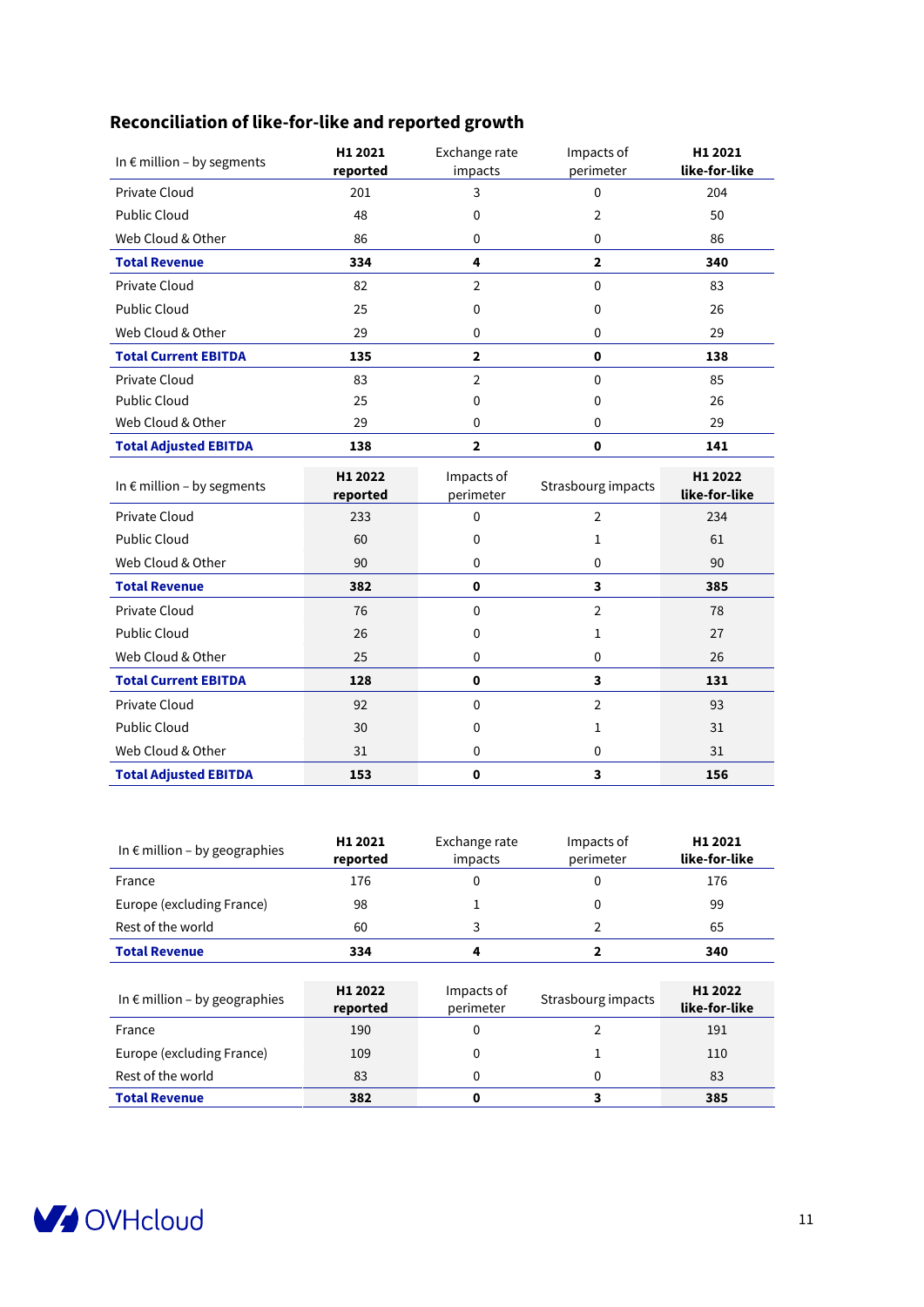## Reconciliation of like-for-like and reported growth

| In € million – by segments | H1 2021 reported | Exchange rate impacts | Impacts of perimeter | H1 2021 like-for-like |
|---|---|---|---|---|
| Private Cloud | 201 | 3 | 0 | 204 |
| Public Cloud | 48 | 0 | 2 | 50 |
| Web Cloud & Other | 86 | 0 | 0 | 86 |
| **Total Revenue** | **334** | **4** | **2** | **340** |
| Private Cloud | 82 | 2 | 0 | 83 |
| Public Cloud | 25 | 0 | 0 | 26 |
| Web Cloud & Other | 29 | 0 | 0 | 29 |
| **Total Current EBITDA** | **135** | **2** | **0** | **138** |
| Private Cloud | 83 | 2 | 0 | 85 |
| Public Cloud | 25 | 0 | 0 | 26 |
| Web Cloud & Other | 29 | 0 | 0 | 29 |
| **Total Adjusted EBITDA** | **138** | **2** | **0** | **141** |

| In € million – by segments | H1 2022 reported | Impacts of perimeter | Strasbourg impacts | H1 2022 like-for-like |
|---|---|---|---|---|
| Private Cloud | 233 | 0 | 2 | 234 |
| Public Cloud | 60 | 0 | 1 | 61 |
| Web Cloud & Other | 90 | 0 | 0 | 90 |
| **Total Revenue** | **382** | **0** | **3** | **385** |
| Private Cloud | 76 | 0 | 2 | 78 |
| Public Cloud | 26 | 0 | 1 | 27 |
| Web Cloud & Other | 25 | 0 | 0 | 26 |
| **Total Current EBITDA** | **128** | **0** | **3** | **131** |
| Private Cloud | 92 | 0 | 2 | 93 |
| Public Cloud | 30 | 0 | 1 | 31 |
| Web Cloud & Other | 31 | 0 | 0 | 31 |
| **Total Adjusted EBITDA** | **153** | **0** | **3** | **156** |

| In € million – by geographies | H1 2021 reported | Exchange rate impacts | Impacts of perimeter | H1 2021 like-for-like |
|---|---|---|---|---|
| France | 176 | 0 | 0 | 176 |
| Europe (excluding France) | 98 | 1 | 0 | 99 |
| Rest of the world | 60 | 3 | 2 | 65 |
| **Total Revenue** | **334** | **4** | **2** | **340** |

| In € million – by geographies | H1 2022 reported | Impacts of perimeter | Strasbourg impacts | H1 2022 like-for-like |
|---|---|---|---|---|
| France | 190 | 0 | 2 | 191 |
| Europe (excluding France) | 109 | 0 | 1 | 110 |
| Rest of the world | 83 | 0 | 0 | 83 |
| **Total Revenue** | **382** | **0** | **3** | **385** |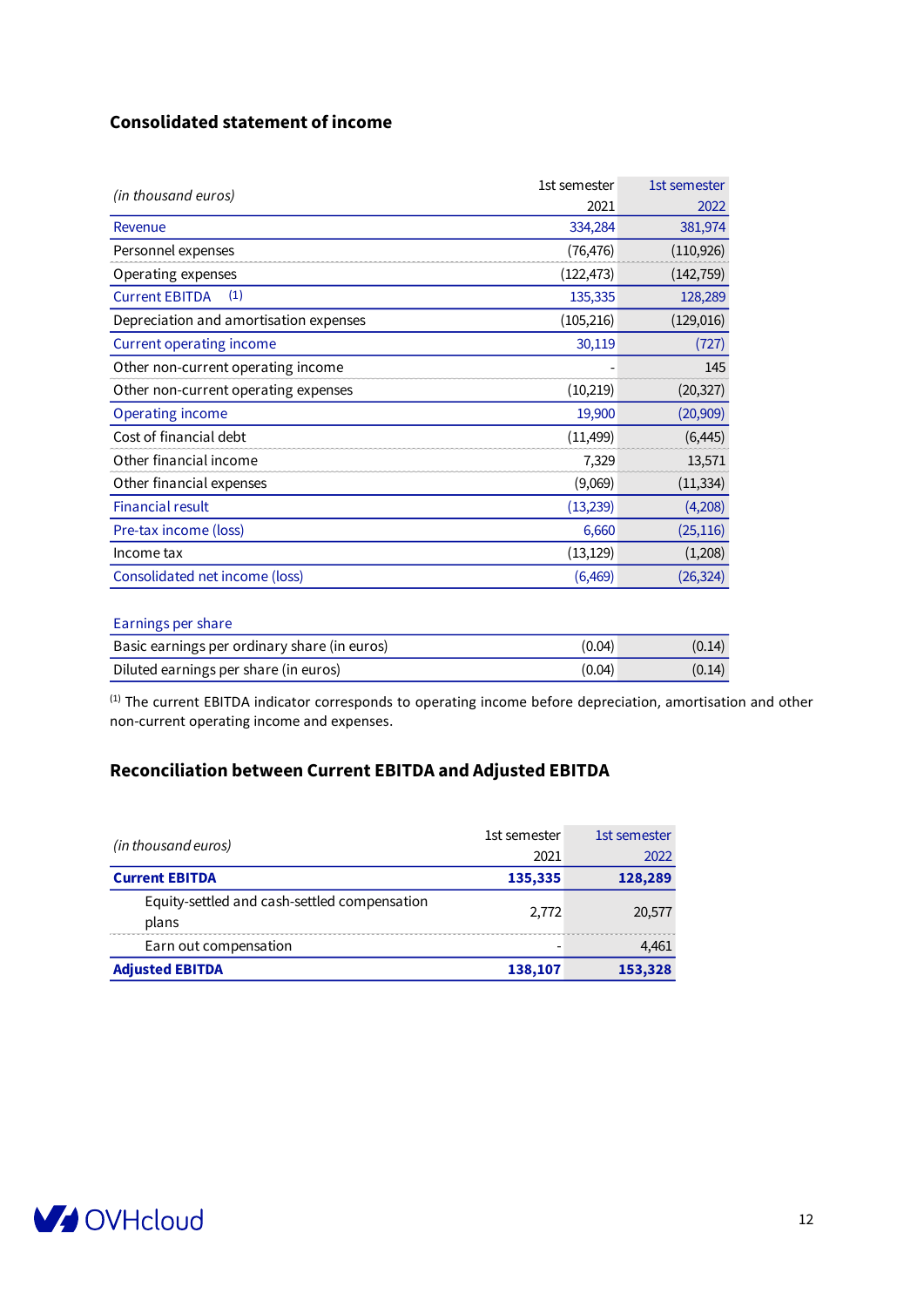## Consolidated statement of income

| *(in thousand euros)* | 1st semester 2021 | 1st semester 2022 |
|---|---|---|
| Revenue | 334,284 | 381,974 |
| Personnel expenses | (76,476) | (110,926) |
| Operating expenses | (122,473) | (142,759) |
| Current EBITDA (1) | 135,335 | 128,289 |
| Depreciation and amortisation expenses | (105,216) | (129,016) |
| Current operating income | 30,119 | (727) |
| Other non-current operating income | - | 145 |
| Other non-current operating expenses | (10,219) | (20,327) |
| Operating income | 19,900 | (20,909) |
| Cost of financial debt | (11,499) | (6,445) |
| Other financial income | 7,329 | 13,571 |
| Other financial expenses | (9,069) | (11,334) |
| Financial result | (13,239) | (4,208) |
| Pre-tax income (loss) | 6,660 | (25,116) |
| Income tax | (13,129) | (1,208) |
| Consolidated net income (loss) | (6,469) | (26,324) |

| Earnings per share | | |
|---|---|---|
| Basic earnings per ordinary share (in euros) | (0.04) | (0.14) |
| Diluted earnings per share (in euros) | (0.04) | (0.14) |

(1) The current EBITDA indicator corresponds to operating income before depreciation, amortisation and other non-current operating income and expenses.

## Reconciliation between Current EBITDA and Adjusted EBITDA

| *(in thousand euros)* | 1st semester 2021 | 1st semester 2022 |
|---|---|---|
| **Current EBITDA** | **135,335** | **128,289** |
| Equity-settled and cash-settled compensation plans | 2,772 | 20,577 |
| Earn out compensation | - | 4,461 |
| **Adjusted EBITDA** | **138,107** | **153,328** |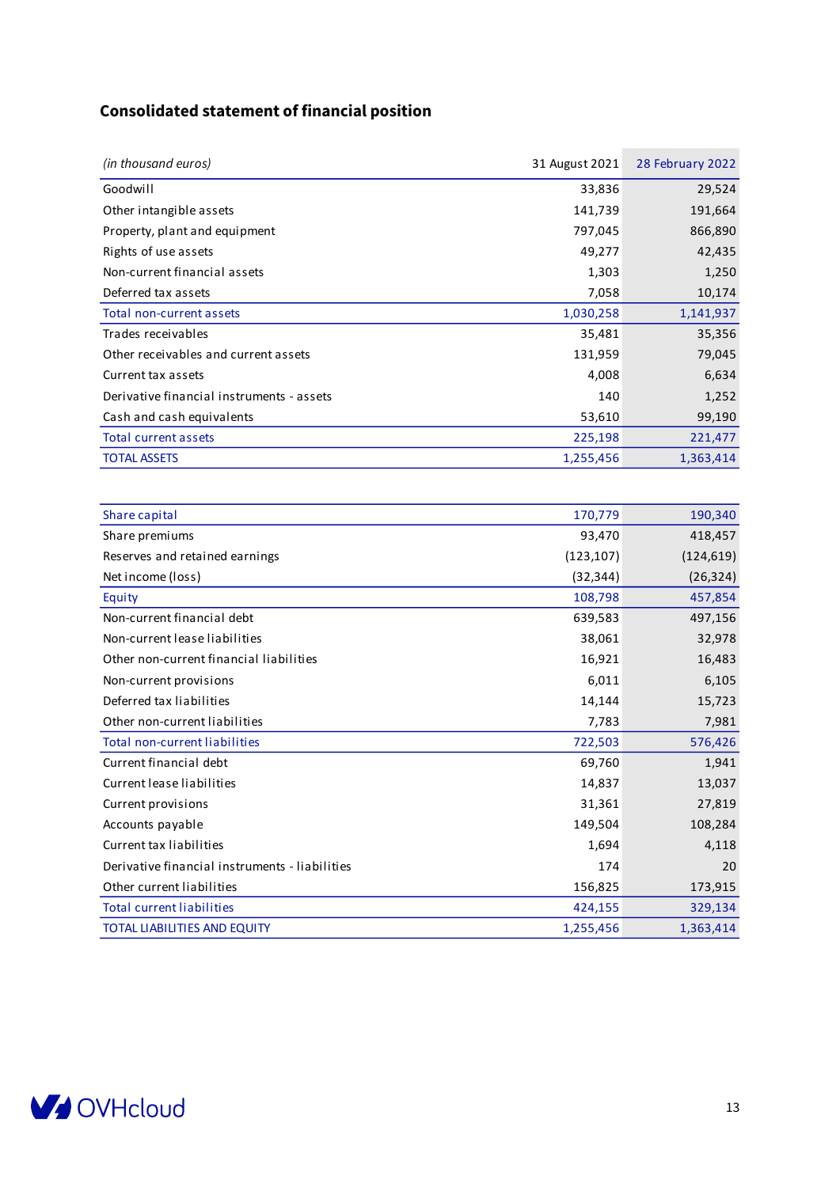## Consolidated statement of financial position

| *(in thousand euros)* | 31 August 2021 | 28 February 2022 |
|---|---|---|
| Goodwill | 33,836 | 29,524 |
| Other intangible assets | 141,739 | 191,664 |
| Property, plant and equipment | 797,045 | 866,890 |
| Rights of use assets | 49,277 | 42,435 |
| Non-current financial assets | 1,303 | 1,250 |
| Deferred tax assets | 7,058 | 10,174 |
| Total non-current assets | 1,030,258 | 1,141,937 |
| Trades receivables | 35,481 | 35,356 |
| Other receivables and current assets | 131,959 | 79,045 |
| Current tax assets | 4,008 | 6,634 |
| Derivative financial instruments - assets | 140 | 1,252 |
| Cash and cash equivalents | 53,610 | 99,190 |
| Total current assets | 225,198 | 221,477 |
| TOTAL ASSETS | 1,255,456 | 1,363,414 |

| | 31 August 2021 | 28 February 2022 |
|---|---|---|
| Share capital | 170,779 | 190,340 |
| Share premiums | 93,470 | 418,457 |
| Reserves and retained earnings | (123,107) | (124,619) |
| Net income (loss) | (32,344) | (26,324) |
| Equity | 108,798 | 457,854 |
| Non-current financial debt | 639,583 | 497,156 |
| Non-current lease liabilities | 38,061 | 32,978 |
| Other non-current financial liabilities | 16,921 | 16,483 |
| Non-current provisions | 6,011 | 6,105 |
| Deferred tax liabilities | 14,144 | 15,723 |
| Other non-current liabilities | 7,783 | 7,981 |
| Total non-current liabilities | 722,503 | 576,426 |
| Current financial debt | 69,760 | 1,941 |
| Current lease liabilities | 14,837 | 13,037 |
| Current provisions | 31,361 | 27,819 |
| Accounts payable | 149,504 | 108,284 |
| Current tax liabilities | 1,694 | 4,118 |
| Derivative financial instruments - liabilities | 174 | 20 |
| Other current liabilities | 156,825 | 173,915 |
| Total current liabilities | 424,155 | 329,134 |
| TOTAL LIABILITIES AND EQUITY | 1,255,456 | 1,363,414 |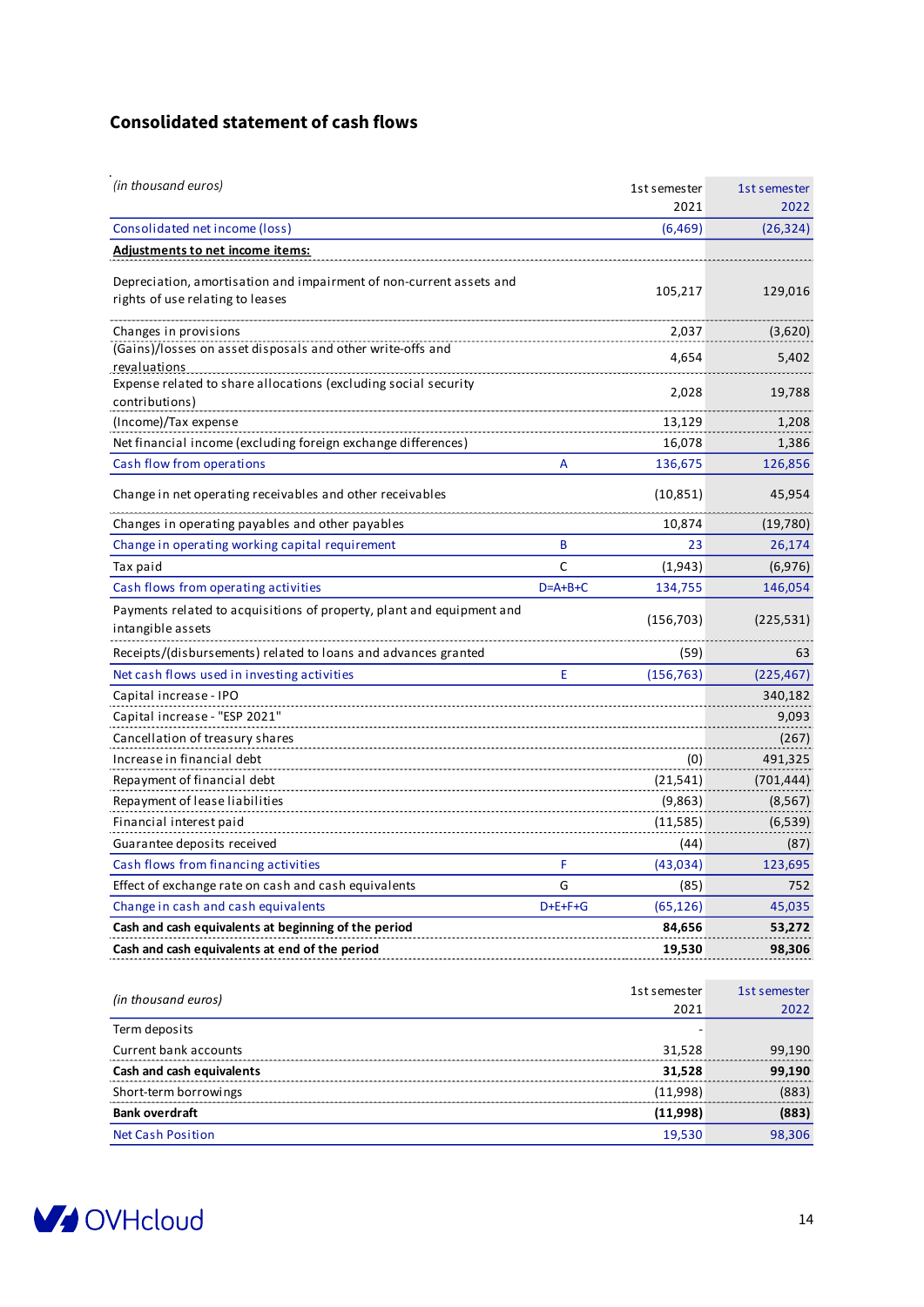## Consolidated statement of cash flows

| *(in thousand euros)* | | 1st semester 2021 | 1st semester 2022 |
|---|---|---|---|
| Consolidated net income (loss) | | (6,469) | (26,324) |
| **Adjustments to net income items:** | | | |
| Depreciation, amortisation and impairment of non-current assets and rights of use relating to leases | | 105,217 | 129,016 |
| Changes in provisions | | 2,037 | (3,620) |
| (Gains)/losses on asset disposals and other write-offs and revaluations | | 4,654 | 5,402 |
| Expense related to share allocations (excluding social security contributions) | | 2,028 | 19,788 |
| (Income)/Tax expense | | 13,129 | 1,208 |
| Net financial income (excluding foreign exchange differences) | | 16,078 | 1,386 |
| Cash flow from operations | A | 136,675 | 126,856 |
| Change in net operating receivables and other receivables | | (10,851) | 45,954 |
| Changes in operating payables and other payables | | 10,874 | (19,780) |
| Change in operating working capital requirement | B | 23 | 26,174 |
| Tax paid | C | (1,943) | (6,976) |
| Cash flows from operating activities | D=A+B+C | 134,755 | 146,054 |
| Payments related to acquisitions of property, plant and equipment and intangible assets | | (156,703) | (225,531) |
| Receipts/(disbursements) related to loans and advances granted | | (59) | 63 |
| Net cash flows used in investing activities | E | (156,763) | (225,467) |
| Capital increase - IPO | | | 340,182 |
| Capital increase - "ESP 2021" | | | 9,093 |
| Cancellation of treasury shares | | | (267) |
| Increase in financial debt | | (0) | 491,325 |
| Repayment of financial debt | | (21,541) | (701,444) |
| Repayment of lease liabilities | | (9,863) | (8,567) |
| Financial interest paid | | (11,585) | (6,539) |
| Guarantee deposits received | | (44) | (87) |
| Cash flows from financing activities | F | (43,034) | 123,695 |
| Effect of exchange rate on cash and cash equivalents | G | (85) | 752 |
| Change in cash and cash equivalents | D+E+F+G | (65,126) | 45,035 |
| **Cash and cash equivalents at beginning of the period** | | **84,656** | **53,272** |
| **Cash and cash equivalents at end of the period** | | **19,530** | **98,306** |

| *(in thousand euros)* | 1st semester 2021 | 1st semester 2022 |
|---|---|---|
| Term deposits | - | |
| Current bank accounts | 31,528 | 99,190 |
| **Cash and cash equivalents** | **31,528** | **99,190** |
| Short-term borrowings | (11,998) | (883) |
| **Bank overdraft** | **(11,998)** | **(883)** |
| Net Cash Position | 19,530 | 98,306 |